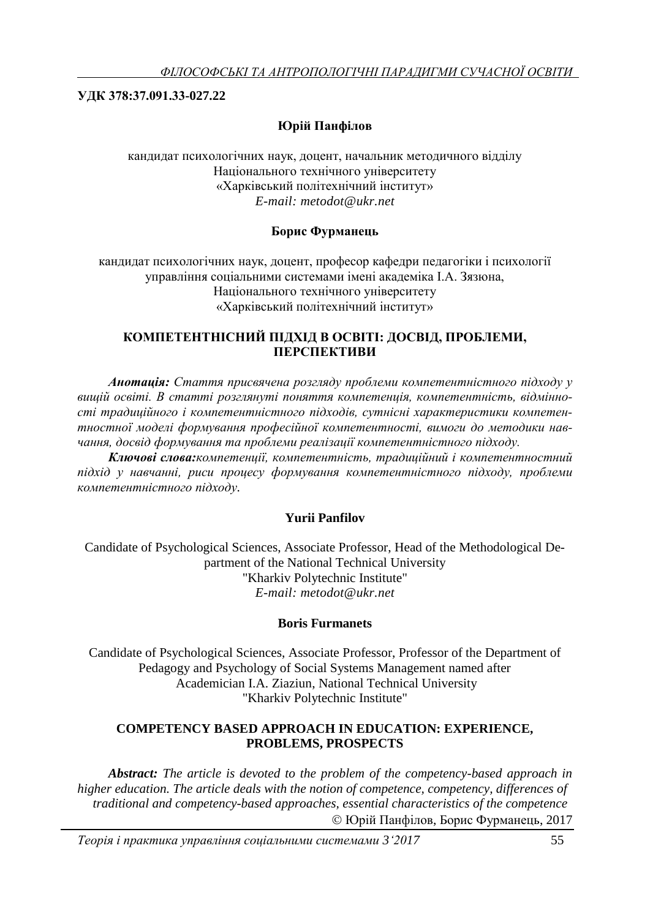**УДК 378:37.091.33-027.22**

**Юрій Панфілов**

кандидат психологічних наук, доцент, начальник методичного відділу
Національного технічного університету
«Харківський політехнічний інститут»
*E-mail: metodot@ukr.net*

**Борис Фурманець**

кандидат психологічних наук, доцент, професор кафедри педагогіки і психології
управління соціальними системами імені академіка І.А. Зязюна,
Національного технічного університету
«Харківський політехнічний інститут»

## КОМПЕТЕНТНІСНИЙ ПІДХІД В ОСВІТІ: ДОСВІД, ПРОБЛЕМИ, ПЕРСПЕКТИВИ

***Анотація:*** *Стаття присвячена розгляду проблеми компетентністного підходу у вищій освіті. В статті розглянуті поняття компетенція, компетентність, відмінності традиційного і компетентністного підходів, сутнісні характеристики компетентностної моделі формування професійної компетентності, вимоги до методики навчання, досвід формування та проблеми реалізації компетентністного підходу.*

***Ключові слова:****компетенції, компетентність, традиційний і компетентностний підхід у навчанні, риси процесу формування компетентністного підходу, проблеми компетентністного підходу.*

**Yurii Panfilov**

Candidate of Psychological Sciences, Associate Professor, Head of the Methodological Department of the National Technical University
"Kharkiv Polytechnic Institute"
*E-mail: metodot@ukr.net*

**Boris Furmanets**

Candidate of Psychological Sciences, Associate Professor, Professor of the Department of Pedagogy and Psychology of Social Systems Management named after Academician I.A. Ziaziun, National Technical University
"Kharkiv Polytechnic Institute"

## COMPETENCY BASED APPROACH IN EDUCATION: EXPERIENCE, PROBLEMS, PROSPECTS

***Abstract:*** *The article is devoted to the problem of the competency-based approach in higher education. The article deals with the notion of competence, competency, differences of traditional and competency-based approaches, essential characteristics of the competence*

© Юрій Панфілов, Борис Фурманець, 2017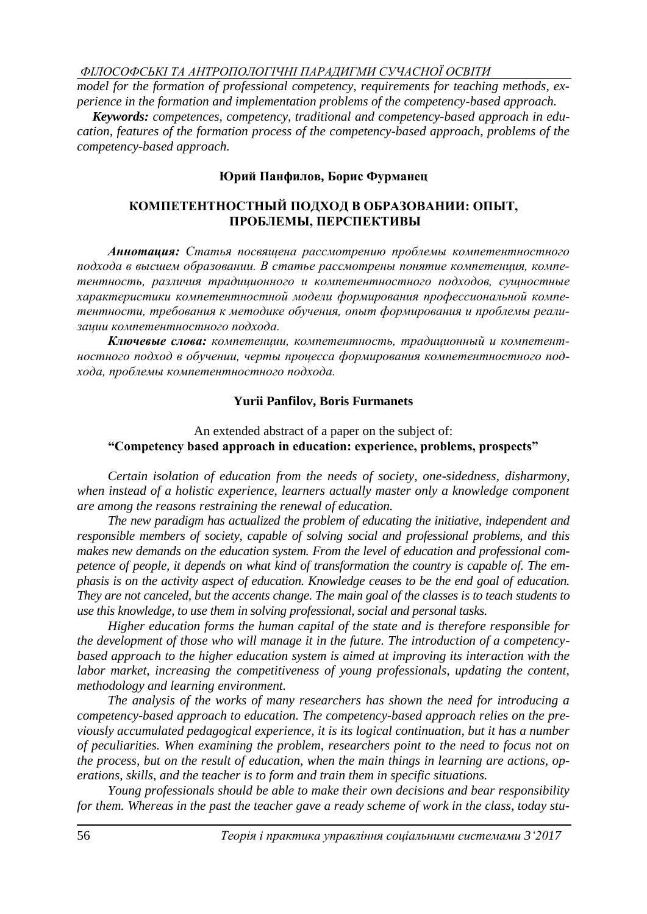*model for the formation of professional competency, requirements for teaching methods, experience in the formation and implementation problems of the competency-based approach.*

***Keywords:*** *competences, competency, traditional and competency-based approach in education, features of the formation process of the competency-based approach, problems of the competency-based approach.*

**Юрий Панфилов, Борис Фурманец**

## КОМПЕТЕНТНОСТНЫЙ ПОДХОД В ОБРАЗОВАНИИ: ОПЫТ, ПРОБЛЕМЫ, ПЕРСПЕКТИВЫ

***Аннотация:*** *Статья посвящена рассмотрению проблемы компетентностного подхода в высшем образовании. В статье рассмотрены понятие компетенция, компетентность, различия традиционного и компетентностного подходов, сущностные характеристики компетентностной модели формирования профессиональной компетентности, требования к методике обучения, опыт формирования и проблемы реализации компетентностного подхода.*

***Ключевые слова:*** *компетенции, компетентность, традиционный и компетентностного подход в обучении, черты процесса формирования компетентностного подхода, проблемы компетентностного подхода.*

**Yurii Panfilov, Boris Furmanets**

An extended abstract of a paper on the subject of:
**"Competency based approach in education: experience, problems, prospects"**

*Certain isolation of education from the needs of society, one-sidedness, disharmony, when instead of a holistic experience, learners actually master only a knowledge component are among the reasons restraining the renewal of education.*

*The new paradigm has actualized the problem of educating the initiative, independent and responsible members of society, capable of solving social and professional problems, and this makes new demands on the education system. From the level of education and professional competence of people, it depends on what kind of transformation the country is capable of. The emphasis is on the activity aspect of education. Knowledge ceases to be the end goal of education. They are not canceled, but the accents change. The main goal of the classes is to teach students to use this knowledge, to use them in solving professional, social and personal tasks.*

*Higher education forms the human capital of the state and is therefore responsible for the development of those who will manage it in the future. The introduction of a competency-based approach to the higher education system is aimed at improving its interaction with the labor market, increasing the competitiveness of young professionals, updating the content, methodology and learning environment.*

*The analysis of the works of many researchers has shown the need for introducing a competency-based approach to education. The competency-based approach relies on the previously accumulated pedagogical experience, it is its logical continuation, but it has a number of peculiarities. When examining the problem, researchers point to the need to focus not on the process, but on the result of education, when the main things in learning are actions, operations, skills, and the teacher is to form and train them in specific situations.*

*Young professionals should be able to make their own decisions and bear responsibility for them. Whereas in the past the teacher gave a ready scheme of work in the class, today stu-*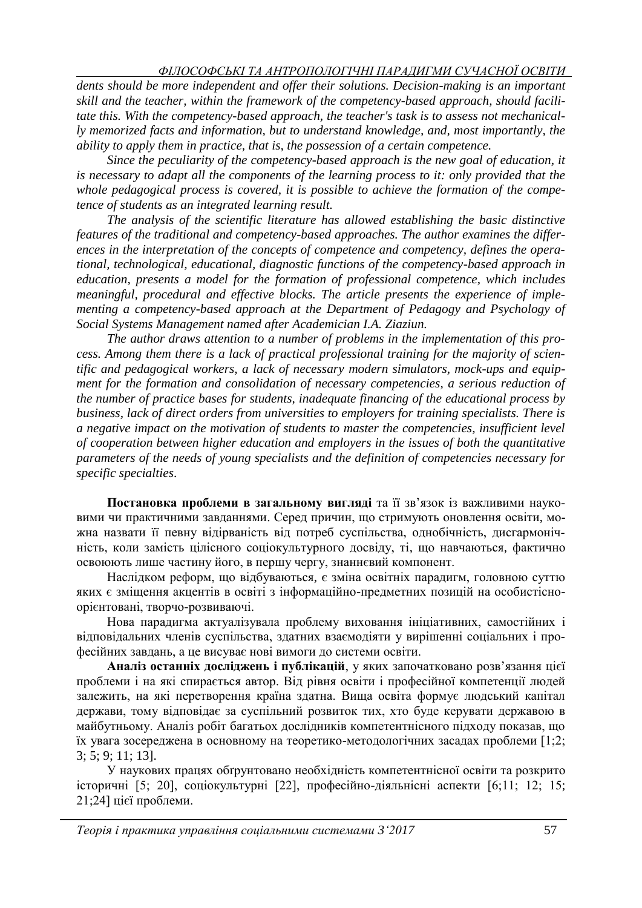*dents should be more independent and offer their solutions. Decision-making is an important skill and the teacher, within the framework of the competency-based approach, should facilitate this. With the competency-based approach, the teacher's task is to assess not mechanically memorized facts and information, but to understand knowledge, and, most importantly, the ability to apply them in practice, that is, the possession of a certain competence.*

*Since the peculiarity of the competency-based approach is the new goal of education, it is necessary to adapt all the components of the learning process to it: only provided that the whole pedagogical process is covered, it is possible to achieve the formation of the competence of students as an integrated learning result.*

*The analysis of the scientific literature has allowed establishing the basic distinctive features of the traditional and competency-based approaches. The author examines the differences in the interpretation of the concepts of competence and competency, defines the operational, technological, educational, diagnostic functions of the competency-based approach in education, presents a model for the formation of professional competence, which includes meaningful, procedural and effective blocks. The article presents the experience of implementing a competency-based approach at the Department of Pedagogy and Psychology of Social Systems Management named after Academician I.A. Ziaziun.*

*The author draws attention to a number of problems in the implementation of this process. Among them there is a lack of practical professional training for the majority of scientific and pedagogical workers, a lack of necessary modern simulators, mock-ups and equipment for the formation and consolidation of necessary competencies, a serious reduction of the number of practice bases for students, inadequate financing of the educational process by business, lack of direct orders from universities to employers for training specialists. There is a negative impact on the motivation of students to master the competencies, insufficient level of cooperation between higher education and employers in the issues of both the quantitative parameters of the needs of young specialists and the definition of competencies necessary for specific specialties.*

**Постановка проблеми в загальному вигляді** та її зв'язок із важливими науковими чи практичними завданнями. Серед причин, що стримують оновлення освіти, можна назвати її певну відірваність від потреб суспільства, однобічність, дисгармонічність, коли замість цілісного соціокультурного досвіду, ті, що навчаються, фактично освоюють лише частину його, в першу чергу, знаннєвий компонент.

Наслідком реформ, що відбуваються, є зміна освітніх парадигм, головною суттю яких є зміщення акцентів в освіті з інформаційно-предметних позицій на особистісно-орієнтовані, творчо-розвиваючі.

Нова парадигма актуалізувала проблему виховання ініціативних, самостійних і відповідальних членів суспільства, здатних взаємодіяти у вирішенні соціальних і професійних завдань, а це висуває нові вимоги до системи освіти.

**Аналіз останніх досліджень і публікацій**, у яких започатковано розв'язання цієї проблеми і на які спирається автор. Від рівня освіти і професійної компетенції людей залежить, на які перетворення країна здатна. Вища освіта формує людський капітал держави, тому відповідає за суспільний розвиток тих, хто буде керувати державою в майбутньому. Аналіз робіт багатьох дослідників компетентнісного підходу показав, що їх увага зосереджена в основному на теоретико-методологічних засадах проблеми [1;2; 3; 5; 9; 11; 13].

У наукових працях обґрунтовано необхідність компетентнісної освіти та розкрито історичні [5; 20], соціокультурні [22], професійно-діяльнісні аспекти [6;11; 12; 15; 21;24] цієї проблеми.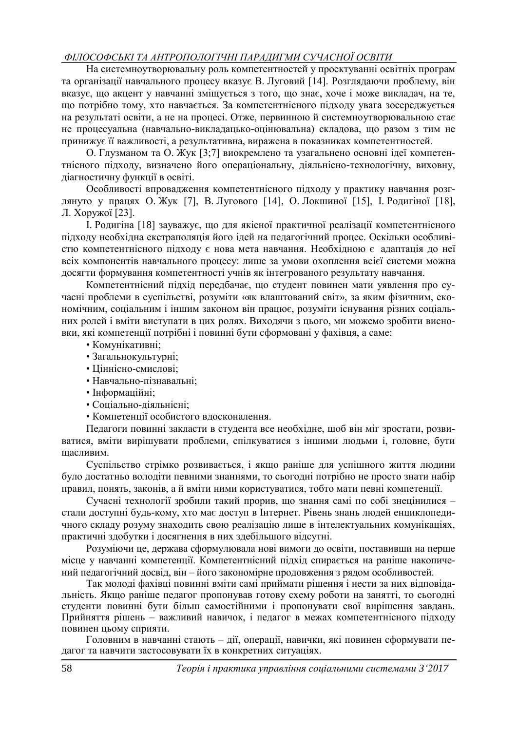На системноутворювальну роль компетентностей у проектуванні освітніх програм та організації навчального процесу вказує В. Луговий [14]. Розглядаючи проблему, він вказує, що акцент у навчанні зміщується з того, що знає, хоче і може викладач, на те, що потрібно тому, хто навчається. За компетентнісного підходу увага зосереджується на результаті освіти, а не на процесі. Отже, первинною й системноутворювальною стає не процесуальна (навчально-викладацько-оцінювальна) складова, що разом з тим не принижує її важливості, а результативна, виражена в показниках компетентностей.

О. Глузманом та О. Жук [3;7] виокремлено та узагальнено основні ідеї компетентнісного підходу, визначено його операціональну, діяльнісно-технологічну, виховну, діагностичну функції в освіті.

Особливості впровадження компетентнісного підходу у практику навчання розглянуто у працях О. Жук [7], В. Лугового [14], О. Локшиної [15], І. Родигіної [18], Л. Хоружої [23].

І. Родигіна [18] зауважує, що для якісної практичної реалізації компетентнісного підходу необхідна екстраполяція його ідей на педагогічний процес. Оскільки особливістю компетентнісного підходу є нова мета навчання. Необхідною є адаптація до неї всіх компонентів навчального процесу: лише за умови охоплення всієї системи можна досягти формування компетентності учнів як інтегрованого результату навчання.

Компетентнісний підхід передбачає, що студент повинен мати уявлення про сучасні проблеми в суспільстві, розуміти «як влаштований світ», за яким фізичним, економічним, соціальним і іншим законом він працює, розуміти існування різних соціальних ролей і вміти виступати в цих ролях. Виходячи з цього, ми можемо зробити висновки, які компетенції потрібні і повинні бути сформовані у фахівця, а саме:

- Комунікативні;
- Загальнокультурні;
- Ціннісно-смислові;
- Навчально-пізнавальні;
- Інформаційні;
- Соціально-діяльнісні;
- Компетенції особистого вдосконалення.

Педагоги повинні закласти в студента все необхідне, щоб він міг зростати, розвиватися, вміти вирішувати проблеми, спілкуватися з іншими людьми і, головне, бути щасливим.

Суспільство стрімко розвивається, і якщо раніше для успішного життя людини було достатньо володіти певними знаннями, то сьогодні потрібно не просто знати набір правил, понять, законів, а й вміти ними користуватися, тобто мати певні компетенції.

Сучасні технології зробили такий прорив, що знання самі по собі знецінилися – стали доступні будь-кому, хто має доступ в Інтернет. Рівень знань людей енциклопедичного складу розуму знаходить свою реалізацію лише в інтелектуальних комунікаціях, практичні здобутки і досягнення в них здебільшого відсутні.

Розуміючи це, держава сформулювала нові вимоги до освіти, поставивши на перше місце у навчанні компетенції. Компетентнісний підхід спирається на раніше накопичений педагогічний досвід, він – його закономірне продовження з рядом особливостей.

Так молоді фахівці повинні вміти самі приймати рішення і нести за них відповідальність. Якщо раніше педагог пропонував готову схему роботи на занятті, то сьогодні студенти повинні бути більш самостійними і пропонувати свої вирішення завдань. Прийняття рішень – важливий навичок, і педагог в межах компетентнісного підходу повинен цьому сприяти.

Головним в навчанні стають – дії, операції, навички, які повинен сформувати педагог та навчити застосовувати їх в конкретних ситуаціях.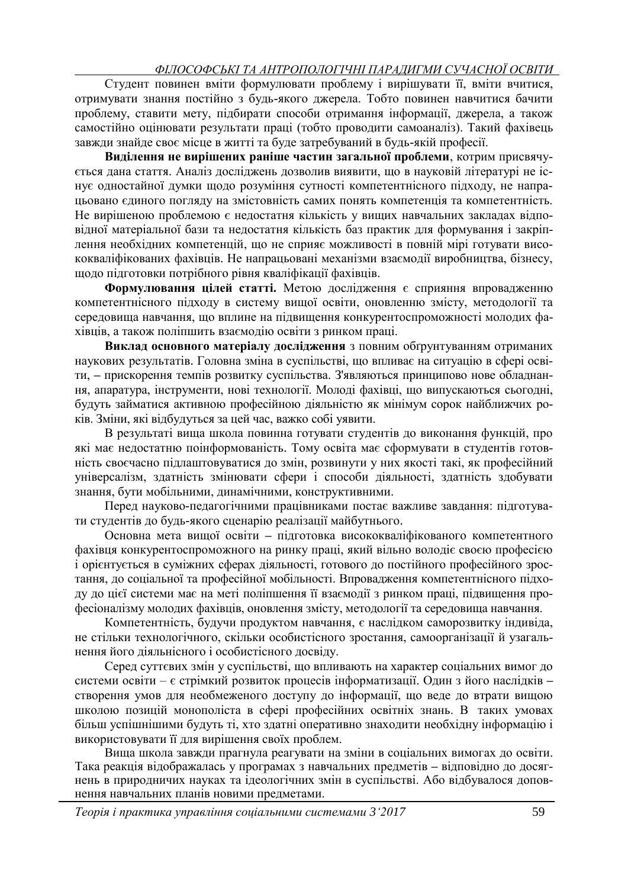Студент повинен вміти формулювати проблему і вирішувати її, вміти вчитися, отримувати знання постійно з будь-якого джерела. Тобто повинен навчитися бачити проблему, ставити мету, підбирати способи отримання інформації, джерела, а також самостійно оцінювати результати праці (тобто проводити самоаналіз). Такий фахівець завжди знайде своє місце в житті та буде затребуваний в будь-якій професії.

**Виділення не вирішених раніше частин загальної проблеми**, котрим присвячується дана стаття. Аналіз досліджень дозволив виявити, що в науковій літературі не існує одностайної думки щодо розуміння сутності компетентнісного підходу, не напрацьовано єдиного погляду на змістовність самих понять компетенція та компетентність. Не вирішеною проблемою є недостатня кількість у вищих навчальних закладах відповідної матеріальної бази та недостатня кількість баз практик для формування і закріплення необхідних компетенцій, що не сприяє можливості в повній мірі готувати висококваліфікованих фахівців. Не напрацьовані механізми взаємодії виробництва, бізнесу, щодо підготовки потрібного рівня кваліфікації фахівців.

**Формулювання цілей статті.** Метою дослідження є сприяння впровадженню компетентнісного підходу в систему вищої освіти, оновленню змісту, методології та середовища навчання, що вплине на підвищення конкурентоспроможності молодих фахівців, а також поліпшить взаємодію освіти з ринком праці.

**Виклад основного матеріалу дослідження** з повним обґрунтуванням отриманих наукових результатів. Головна зміна в суспільстві, що впливає на ситуацію в сфері освіти, – прискорення темпів розвитку суспільства. З'являються принципово нове обладнання, апаратура, інструменти, нові технології. Молоді фахівці, що випускаються сьогодні, будуть займатися активною професійною діяльністю як мінімум сорок найближчих років. Зміни, які відбудуться за цей час, важко собі уявити.

В результаті вища школа повинна готувати студентів до виконання функцій, про які має недостатню поінформованість. Тому освіта має сформувати в студентів готовність своєчасно підлаштовуватися до змін, розвинути у них якості такі, як професійний універсалізм, здатність змінювати сфери і способи діяльності, здатність здобувати знання, бути мобільними, динамічними, конструктивними.

Перед науково-педагогічними працівниками постає важливе завдання: підготувати студентів до будь-якого сценарію реалізації майбутнього.

Основна мета вищої освіти – підготовка висококваліфікованого компетентного фахівця конкурентоспроможного на ринку праці, який вільно володіє своєю професією і орієнтується в суміжних сферах діяльності, готового до постійного професійного зростання, до соціальної та професійної мобільності. Впровадження компетентнісного підходу до цієї системи має на меті поліпшення її взаємодії з ринком праці, підвищення професіоналізму молодих фахівців, оновлення змісту, методології та середовища навчання.

Компетентність, будучи продуктом навчання, є наслідком саморозвитку індивіда, не стільки технологічного, скільки особистісного зростання, самоорганізації й узагальнення його діяльнісного і особистісного досвіду.

Серед суттєвих змін у суспільстві, що впливають на характер соціальних вимог до системи освіти – є стрімкий розвиток процесів інформатизації. Один з його наслідків – створення умов для необмеженого доступу до інформації, що веде до втрати вищою школою позицій монополіста в сфері професійних освітніх знань. В таких умовах більш успішнішими будуть ті, хто здатні оперативно знаходити необхідну інформацію і використовувати її для вирішення своїх проблем.

Вища школа завжди прагнула реагувати на зміни в соціальних вимогах до освіти. Така реакція відображалась у програмах з навчальних предметів – відповідно до досягнень в природничих науках та ідеологічних змін в суспільстві. Або відбувалося доповнення навчальних планів новими предметами.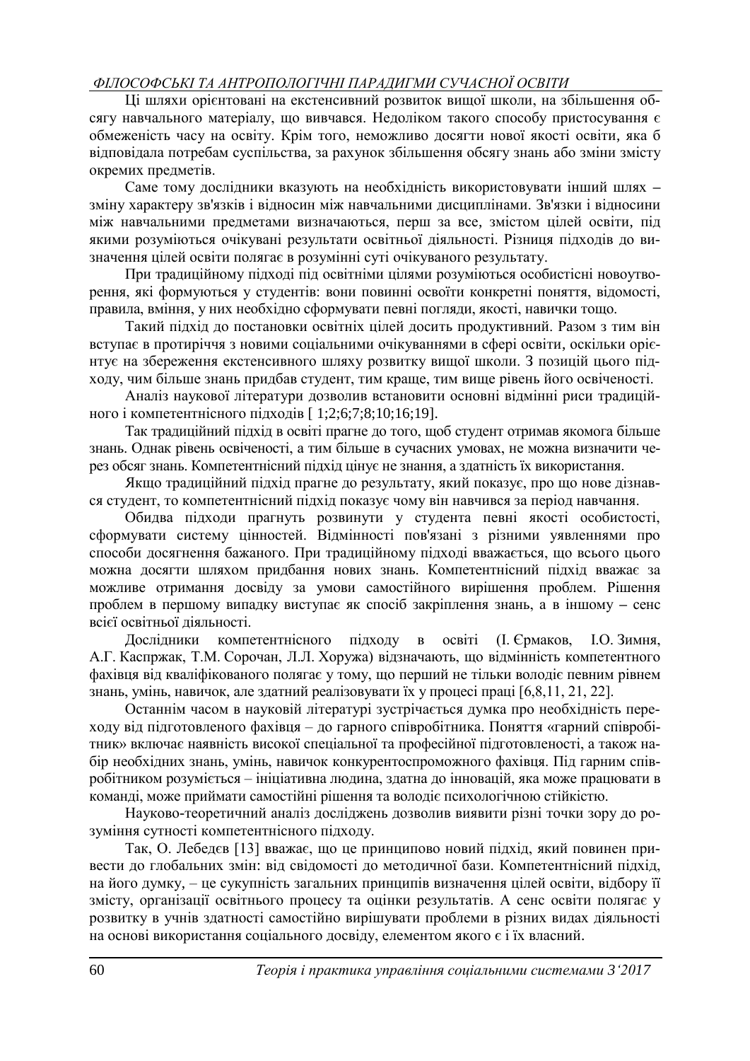Ці шляхи орієнтовані на екстенсивний розвиток вищої школи, на збільшення обсягу навчального матеріалу, що вивчався. Недоліком такого способу пристосування є обмеженість часу на освіту. Крім того, неможливо досягти нової якості освіти, яка б відповідала потребам суспільства, за рахунок збільшення обсягу знань або зміни змісту окремих предметів.

Саме тому дослідники вказують на необхідність використовувати інший шлях – зміну характеру зв'язків і відносин між навчальними дисциплінами. Зв'язки і відносини між навчальними предметами визначаються, перш за все, змістом цілей освіти, під якими розуміються очікувані результати освітньої діяльності. Різниця підходів до визначення цілей освіти полягає в розумінні суті очікуваного результату.

При традиційному підході під освітніми цілями розуміються особистісні новоутворення, які формуються у студентів: вони повинні освоїти конкретні поняття, відомості, правила, вміння, у них необхідно сформувати певні погляди, якості, навички тощо.

Такий підхід до постановки освітніх цілей досить продуктивний. Разом з тим він вступає в протиріччя з новими соціальними очікуваннями в сфері освіти, оскільки орієнтує на збереження екстенсивного шляху розвитку вищої школи. З позицій цього підходу, чим більше знань придбав студент, тим краще, тим вище рівень його освіченості.

Аналіз наукової літератури дозволив встановити основні відмінні риси традиційного і компетентнісного підходів [ 1;2;6;7;8;10;16;19].

Так традиційний підхід в освіті прагне до того, щоб студент отримав якомога більше знань. Однак рівень освіченості, а тим більше в сучасних умовах, не можна визначити через обсяг знань. Компетентнісний підхід цінує не знання, а здатність їх використання.

Якщо традиційний підхід прагне до результату, який показує, про що нове дізнався студент, то компетентнісний підхід показує чому він навчився за період навчання.

Обидва підходи прагнуть розвинути у студента певні якості особистості, сформувати систему цінностей. Відмінності пов'язані з різними уявленнями про способи досягнення бажаного. При традиційному підході вважається, що всього цього можна досягти шляхом придбання нових знань. Компетентнісний підхід вважає за можливе отримання досвіду за умови самостійного вирішення проблем. Рішення проблем в першому випадку виступає як спосіб закріплення знань, а в іншому – сенс всієї освітньої діяльності.

Дослідники компетентнісного підходу в освіті (І. Єрмаков, І.О. Зимня, А.Г. Каспржак, Т.М. Сорочан, Л.Л. Хоружа) відзначають, що відмінність компетентного фахівця від кваліфікованого полягає у тому, що перший не тільки володіє певним рівнем знань, умінь, навичок, але здатний реалізовувати їх у процесі праці [6,8,11, 21, 22].

Останнім часом в науковій літературі зустрічається думка про необхідність переходу від підготовленого фахівця – до гарного співробітника. Поняття «гарний співробітник» включає наявність високої спеціальної та професійної підготовленості, а також набір необхідних знань, умінь, навичок конкурентоспроможного фахівця. Під гарним співробітником розуміється – ініціативна людина, здатна до інновацій, яка може працювати в команді, може приймати самостійні рішення та володіє психологічною стійкістю.

Науково-теоретичний аналіз досліджень дозволив виявити різні точки зору до розуміння сутності компетентнісного підходу.

Так, О. Лебедєв [13] вважає, що це принципово новий підхід, який повинен привести до глобальних змін: від свідомості до методичної бази. Компетентнісний підхід, на його думку, – це сукупність загальних принципів визначення цілей освіти, відбору її змісту, організації освітнього процесу та оцінки результатів. А сенс освіти полягає у розвитку в учнів здатності самостійно вирішувати проблеми в різних видах діяльності на основі використання соціального досвіду, елементом якого є і їх власний.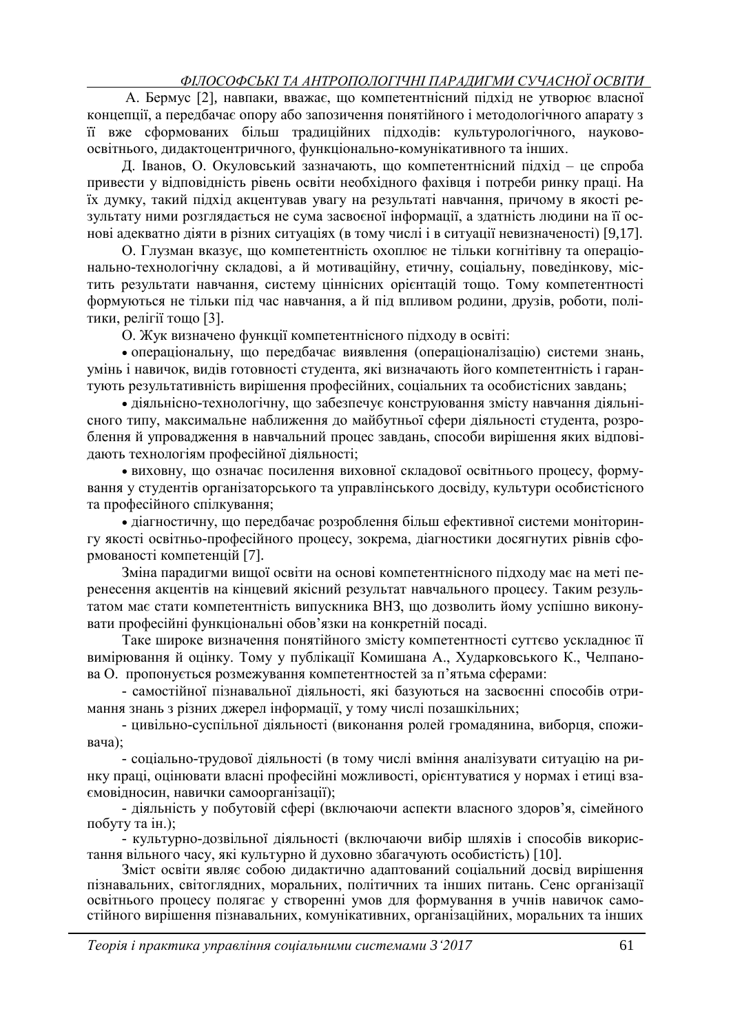А. Бермус [2], навпаки, вважає, що компетентнісний підхід не утворює власної концепції, а передбачає опору або запозичення понятійного і методологічного апарату з її вже сформованих більш традиційних підходів: культурологічного, науково-освітнього, дидактоцентричного, функціонально-комунікативного та інших.

Д. Іванов, О. Окуловський зазначають, що компетентнісний підхід – це спроба привести у відповідність рівень освіти необхідного фахівця і потреби ринку праці. На їх думку, такий підхід акцентував увагу на результаті навчання, причому в якості результату ними розглядається не сума засвоєної інформації, а здатність людини на її основі адекватно діяти в різних ситуаціях (в тому числі і в ситуації невизначеності) [9,17].

О. Глузман вказує, що компетентність охоплює не тільки когнітивну та операціонально-технологічну складові, а й мотиваційну, етичну, соціальну, поведінкову, містить результати навчання, систему ціннісних орієнтацій тощо. Тому компетентності формуються не тільки під час навчання, а й під впливом родини, друзів, роботи, політики, релігії тощо [3].

О. Жук визначено функції компетентнісного підходу в освіті:

- операціональну, що передбачає виявлення (операціоналізацію) системи знань, умінь і навичок, видів готовності студента, які визначають його компетентність і гарантують результативність вирішення професійних, соціальних та особистісних завдань;
- діяльнісно-технологічну, що забезпечує конструювання змісту навчання діяльнісного типу, максимальне наближення до майбутньої сфери діяльності студента, розроблення й упровадження в навчальний процес завдань, способи вирішення яких відповідають технологіям професійної діяльності;
- виховну, що означає посилення виховної складової освітнього процесу, формування у студентів організаторського та управлінського досвіду, культури особистісного та професійного спілкування;
- діагностичну, що передбачає розроблення більш ефективної системи моніторингу якості освітньо-професійного процесу, зокрема, діагностики досягнутих рівнів сформованості компетенцій [7].

Зміна парадигми вищої освіти на основі компетентнісного підходу має на меті перенесення акцентів на кінцевий якісний результат навчального процесу. Таким результатом має стати компетентність випускника ВНЗ, що дозволить йому успішно виконувати професійні функціональні обов'язки на конкретній посаді.

Таке широке визначення понятійного змісту компетентності суттєво ускладнює її вимірювання й оцінку. Тому у публікації Комишана А., Хударковського К., Челпанова О. пропонується розмежування компетентностей за п'ятьма сферами:

- самостійної пізнавальної діяльності, які базуються на засвоєнні способів отримання знань з різних джерел інформації, у тому числі позашкільних;
- цивільно-суспільної діяльності (виконання ролей громадянина, виборця, споживача);
- соціально-трудової діяльності (в тому числі вміння аналізувати ситуацію на ринку праці, оцінювати власні професійні можливості, орієнтуватися у нормах і етиці взаємовідносин, навички самоорганізації);
- діяльність у побутовій сфері (включаючи аспекти власного здоров'я, сімейного побуту та ін.);
- культурно-дозвільної діяльності (включаючи вибір шляхів і способів використання вільного часу, які культурно й духовно збагачують особистість) [10].

Зміст освіти являє собою дидактично адаптований соціальний досвід вирішення пізнавальних, світоглядних, моральних, політичних та інших питань. Сенс організації освітнього процесу полягає у створенні умов для формування в учнів навичок самостійного вирішення пізнавальних, комунікативних, організаційних, моральних та інших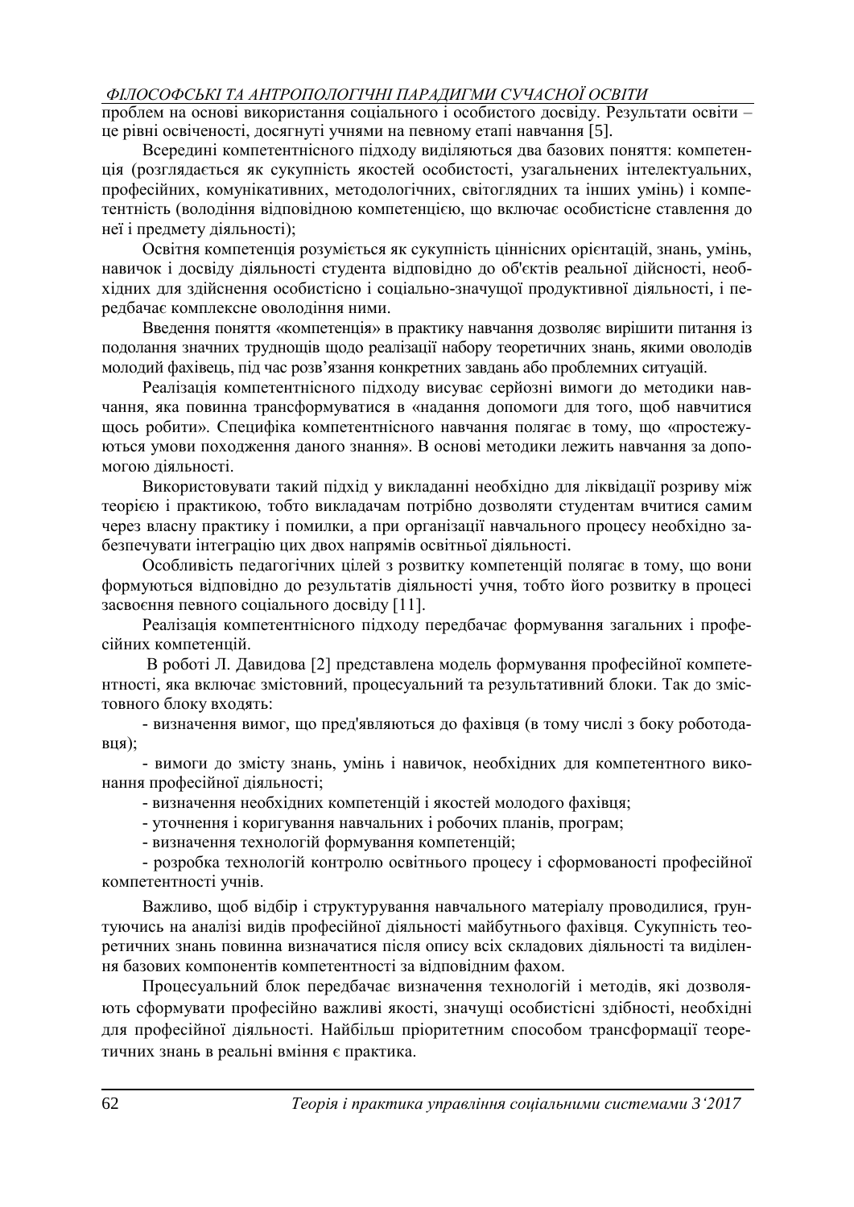проблем на основі використання соціального і особистого досвіду. Результати освіти – це рівні освіченості, досягнуті учнями на певному етапі навчання [5].

Всередині компетентнісного підходу виділяються два базових поняття: компетенція (розглядається як сукупність якостей особистості, узагальнених інтелектуальних, професійних, комунікативних, методологічних, світоглядних та інших умінь) і компетентність (володіння відповідною компетенцією, що включає особистісне ставлення до неї і предмету діяльності);

Освітня компетенція розуміється як сукупність ціннісних орієнтацій, знань, умінь, навичок і досвіду діяльності студента відповідно до об'єктів реальної дійсності, необхідних для здійснення особистісно і соціально-значущої продуктивної діяльності, і передбачає комплексне оволодіння ними.

Введення поняття «компетенція» в практику навчання дозволяє вирішити питання із подолання значних труднощів щодо реалізації набору теоретичних знань, якими оволодів молодий фахівець, під час розв'язання конкретних завдань або проблемних ситуацій.

Реалізація компетентнісного підходу висуває серйозні вимоги до методики навчання, яка повинна трансформуватися в «надання допомоги для того, щоб навчитися щось робити». Специфіка компетентнісного навчання полягає в тому, що «простежуються умови походження даного знання». В основі методики лежить навчання за допомогою діяльності.

Використовувати такий підхід у викладанні необхідно для ліквідації розриву між теорією і практикою, тобто викладачам потрібно дозволяти студентам вчитися самим через власну практику і помилки, а при організації навчального процесу необхідно забезпечувати інтеграцію цих двох напрямів освітньої діяльності.

Особливість педагогічних цілей з розвитку компетенцій полягає в тому, що вони формуються відповідно до результатів діяльності учня, тобто його розвитку в процесі засвоєння певного соціального досвіду [11].

Реалізація компетентнісного підходу передбачає формування загальних і професійних компетенцій.

В роботі Л. Давидова [2] представлена модель формування професійної компетентності, яка включає змістовний, процесуальний та результативний блоки. Так до змістовного блоку входять:

- визначення вимог, що пред'являються до фахівця (в тому числі з боку роботодавця);
- вимоги до змісту знань, умінь і навичок, необхідних для компетентного виконання професійної діяльності;
- визначення необхідних компетенцій і якостей молодого фахівця;
- уточнення і коригування навчальних і робочих планів, програм;
- визначення технологій формування компетенцій;
- розробка технологій контролю освітнього процесу і сформованості професійної компетентності учнів.

Важливо, щоб відбір і структурування навчального матеріалу проводилися, ґрунтуючись на аналізі видів професійної діяльності майбутнього фахівця. Сукупність теоретичних знань повинна визначатися після опису всіх складових діяльності та виділення базових компонентів компетентності за відповідним фахом.

Процесуальний блок передбачає визначення технологій і методів, які дозволяють сформувати професійно важливі якості, значущі особистісні здібності, необхідні для професійної діяльності. Найбільш пріоритетним способом трансформації теоретичних знань в реальні вміння є практика.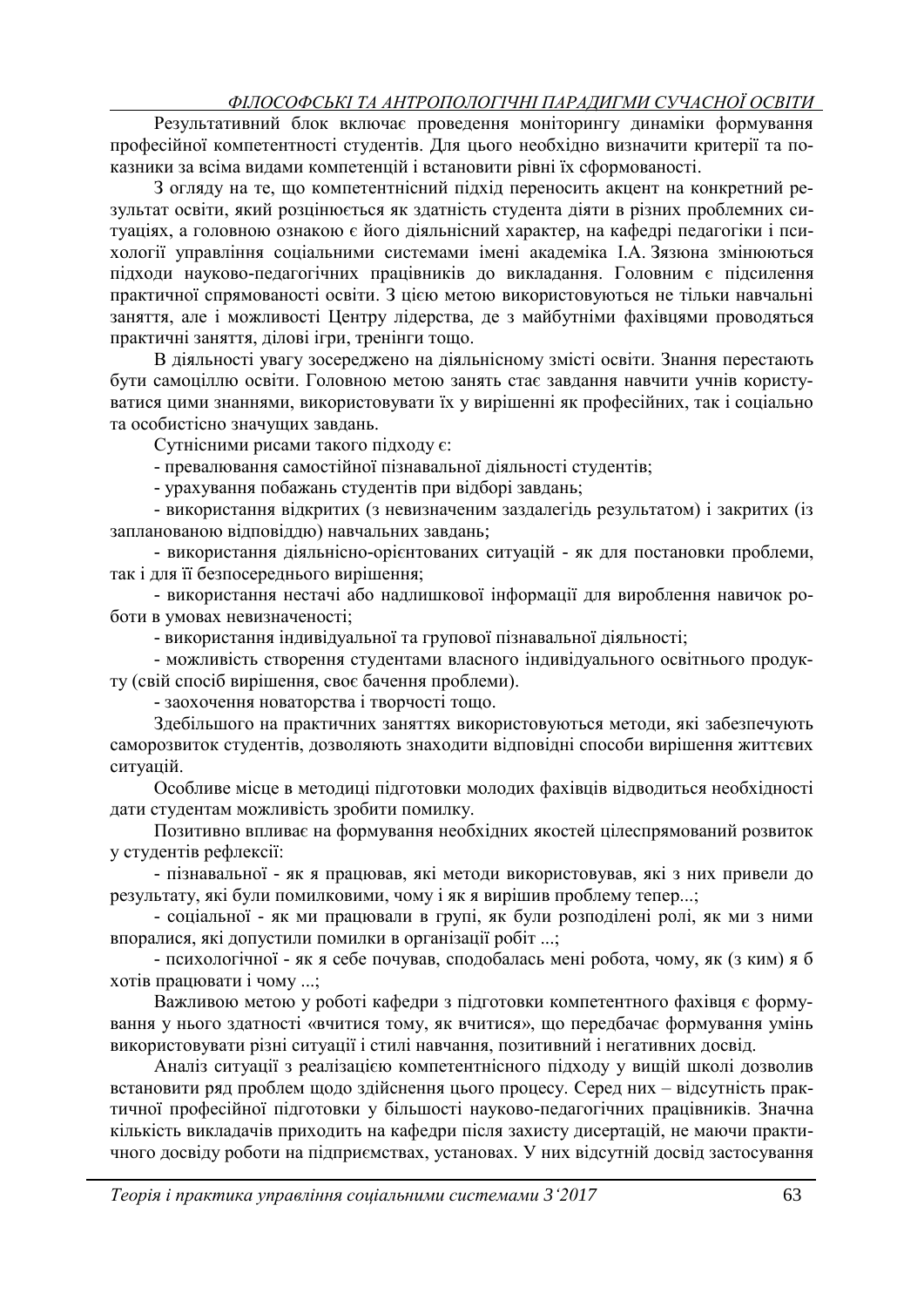Результативний блок включає проведення моніторингу динаміки формування професійної компетентності студентів. Для цього необхідно визначити критерії та показники за всіма видами компетенцій і встановити рівні їх сформованості.

З огляду на те, що компетентнісний підхід переносить акцент на конкретний результат освіти, який розцінюється як здатність студента діяти в різних проблемних ситуаціях, а головною ознакою є його діяльнісний характер, на кафедрі педагогіки і психології управління соціальними системами імені академіка І.А. Зязюна змінюються підходи науково-педагогічних працівників до викладання. Головним є підсилення практичної спрямованості освіти. З цією метою використовуються не тільки навчальні заняття, але і можливості Центру лідерства, де з майбутніми фахівцями проводяться практичні заняття, ділові ігри, тренінги тощо.

В діяльності увагу зосереджено на діяльнісному змісті освіти. Знання перестають бути самоціллю освіти. Головною метою занять стає завдання навчити учнів користуватися цими знаннями, використовувати їх у вирішенні як професійних, так і соціально та особистісно значущих завдань.

Сутнісними рисами такого підходу є:

- превалювання самостійної пізнавальної діяльності студентів;
- урахування побажань студентів при відборі завдань;
- використання відкритих (з невизначеним заздалегідь результатом) і закритих (із запланованою відповіддю) навчальних завдань;
- використання діяльнісно-орієнтованих ситуацій - як для постановки проблеми, так і для її безпосереднього вирішення;
- використання нестачі або надлишкової інформації для вироблення навичок роботи в умовах невизначеності;
- використання індивідуальної та групової пізнавальної діяльності;
- можливість створення студентами власного індивідуального освітнього продукту (свій спосіб вирішення, своє бачення проблеми).
- заохочення новаторства і творчості тощо.

Здебільшого на практичних заняттях використовуються методи, які забезпечують саморозвиток студентів, дозволяють знаходити відповідні способи вирішення життєвих ситуацій.

Особливе місце в методиці підготовки молодих фахівців відводиться необхідності дати студентам можливість зробити помилку.

Позитивно впливає на формування необхідних якостей цілеспрямований розвиток у студентів рефлексії:

- пізнавальної - як я працював, які методи використовував, які з них привели до результату, які були помилковими, чому і як я вирішив проблему тепер...;
- соціальної - як ми працювали в групі, як були розподілені ролі, як ми з ними впоралися, які допустили помилки в організації робіт ...;
- психологічної - як я себе почував, сподобалась мені робота, чому, як (з ким) я б хотів працювати і чому ...;

Важливою метою у роботі кафедри з підготовки компетентного фахівця є формування у нього здатності «вчитися тому, як вчитися», що передбачає формування умінь використовувати різні ситуації і стилі навчання, позитивний і негативних досвід.

Аналіз ситуації з реалізацією компетентнісного підходу у вищій школі дозволив встановити ряд проблем щодо здійснення цього процесу. Серед них – відсутність практичної професійної підготовки у більшості науково-педагогічних працівників. Значна кількість викладачів приходить на кафедри після захисту дисертацій, не маючи практичного досвіду роботи на підприємствах, установах. У них відсутній досвід застосування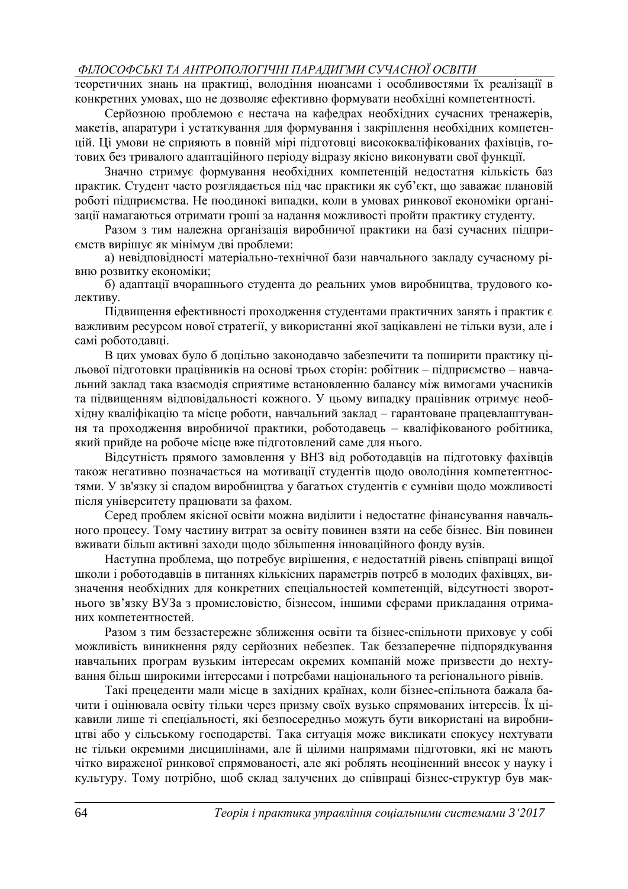теоретичних знань на практиці, володіння нюансами і особливостями їх реалізації в конкретних умовах, що не дозволяє ефективно формувати необхідні компетентності.

Серйозною проблемою є нестача на кафедрах необхідних сучасних тренажерів, макетів, апаратури і устаткування для формування і закріплення необхідних компетенцій. Ці умови не сприяють в повній мірі підготовці висококваліфікованих фахівців, готових без тривалого адаптаційного періоду відразу якісно виконувати свої функції.

Значно стримує формування необхідних компетенцій недостатня кількість баз практик. Студент часто розглядається під час практики як суб'єкт, що заважає плановій роботі підприємства. Не поодинокі випадки, коли в умовах ринкової економіки організації намагаються отримати гроші за надання можливості пройти практику студенту.

Разом з тим належна організація виробничої практики на базі сучасних підприємств вирішує як мінімум дві проблеми:

а) невідповідності матеріально-технічної бази навчального закладу сучасному рівню розвитку економіки;

б) адаптації вчорашнього студента до реальних умов виробництва, трудового колективу.

Підвищення ефективності проходження студентами практичних занять і практик є важливим ресурсом нової стратегії, у використанні якої зацікавлені не тільки вузи, але і самі роботодавці.

В цих умовах було б доцільно законодавчо забезпечити та поширити практику цільової підготовки працівників на основі трьох сторін: робітник – підприємство – навчальний заклад така взаємодія сприятиме встановленню балансу між вимогами учасників та підвищенням відповідальності кожного. У цьому випадку працівник отримує необхідну кваліфікацію та місце роботи, навчальний заклад – гарантоване працевлаштування та проходження виробничої практики, роботодавець – кваліфікованого робітника, який прийде на робоче місце вже підготовлений саме для нього.

Відсутність прямого замовлення у ВНЗ від роботодавців на підготовку фахівців також негативно позначається на мотивації студентів щодо оволодіння компетентностями. У зв'язку зі спадом виробництва у багатьох студентів є сумніви щодо можливості після університету працювати за фахом.

Серед проблем якісної освіти можна виділити і недостатнє фінансування навчального процесу. Тому частину витрат за освіту повинен взяти на себе бізнес. Він повинен вживати більш активні заходи щодо збільшення інноваційного фонду вузів.

Наступна проблема, що потребує вирішення, є недостатній рівень співпраці вищої школи і роботодавців в питаннях кількісних параметрів потреб в молодих фахівцях, визначення необхідних для конкретних спеціальностей компетенцій, відсутності зворотнього зв'язку ВУЗа з промисловістю, бізнесом, іншими сферами прикладання отриманих компетентностей.

Разом з тим беззастережне зближення освіти та бізнес-спільноти приховує у собі можливість виникнення ряду серйозних небезпек. Так беззаперечне підпорядкування навчальних програм вузьким інтересам окремих компаній може призвести до нехтування більш широкими інтересами і потребами національного та регіонального рівнів.

Такі прецеденти мали місце в західних країнах, коли бізнес-спільнота бажала бачити і оцінювала освіту тільки через призму своїх вузько спрямованих інтересів. Їх цікавили лише ті спеціальності, які безпосередньо можуть бути використані на виробництві або у сільському господарстві. Така ситуація може викликати спокусу нехтувати не тільки окремими дисциплінами, але й цілими напрямами підготовки, які не мають чітко вираженої ринкової спрямованості, але які роблять неоціненний внесок у науку і культуру. Тому потрібно, щоб склад залучених до співпраці бізнес-структур був мак-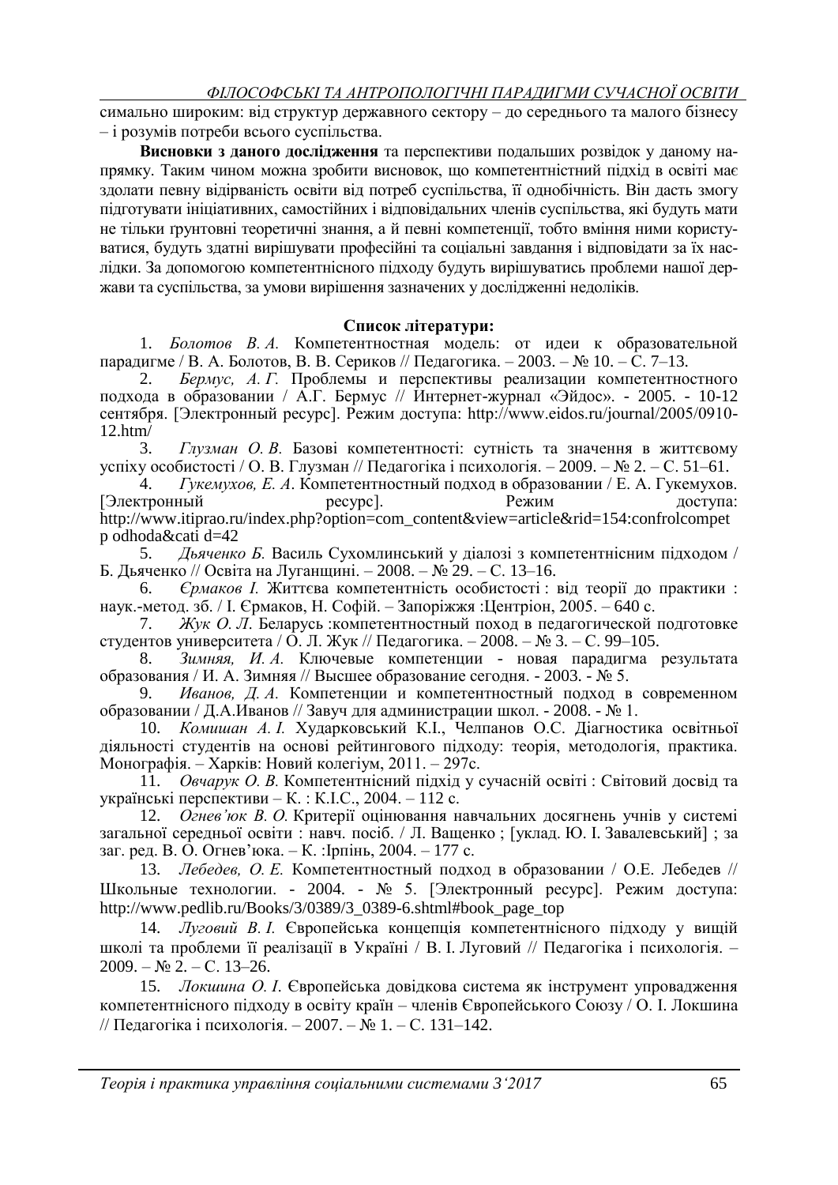симально широким: від структур державного сектору – до середнього та малого бізнесу – і розумів потреби всього суспільства.

**Висновки з даного дослідження** та перспективи подальших розвідок у даному напрямку. Таким чином можна зробити висновок, що компетентністний підхід в освіті має здолати певну відірваність освіти від потреб суспільства, її однобічність. Він дасть змогу підготувати ініціативних, самостійних і відповідальних членів суспільства, які будуть мати не тільки ґрунтовні теоретичні знання, а й певні компетенції, тобто вміння ними користуватися, будуть здатні вирішувати професійні та соціальні завдання і відповідати за їх наслідки. За допомогою компетентнісного підходу будуть вирішуватись проблеми нашої держави та суспільства, за умови вирішення зазначених у дослідженні недоліків.

**Список літератури:**

1. *Болотов В. А.* Компетентностная модель: от идеи к образовательной парадигме / В. А. Болотов, В. В. Сериков // Педагогика. – 2003. – № 10. – С. 7–13.
2. *Бермус, А. Г.* Проблемы и перспективы реализации компетентностного подхода в образовании / А.Г. Бермус // Интернет-журнал «Эйдос». - 2005. - 10-12 сентября. [Электронный ресурс]. Режим доступа: http://www.eidos.ru/journal/2005/0910-12.htm/
3. *Глузман О. В.* Базові компетентності: сутність та значення в життєвому успіху особистості / О. В. Глузман // Педагогіка і психологія. – 2009. – № 2. – С. 51–61.
4. *Гукемухов, Е. А.* Компетентностный подход в образовании / Е. А. Гукемухов. [Электронный ресурс]. Режим доступа: http://www.itiprao.ru/index.php?option=com_content&view=article&rid=154:confrolcompetp odhoda&cati d=42
5. *Дьяченко Б.* Василь Сухомлинський у діалозі з компетентнісним підходом / Б. Дьяченко // Освіта на Луганщині. – 2008. – № 29. – С. 13–16.
6. *Єрмаков І.* Життєва компетентність особистості : від теорії до практики : наук.-метод. зб. / І. Єрмаков, Н. Софій. – Запоріжжя :Центріон, 2005. – 640 с.
7. *Жук О. Л.* Беларусь :компетентностный поход в педагогической подготовке студентов университета / О. Л. Жук // Педагогика. – 2008. – № 3. – С. 99–105.
8. *Зимняя, И. А.* Ключевые компетенции - новая парадигма результата образования / И. А. Зимняя // Высшее образование сегодня. - 2003. - № 5.
9. *Иванов, Д. А.* Компетенции и компетентностный подход в современном образовании / Д.А.Иванов // Завуч для администрации школ. - 2008. - № 1.
10. *Комишан А. І.* Хударковський К.І., Челпанов О.С. Діагностика освітньої діяльності студентів на основі рейтингового підходу: теорія, методологія, практика. Монографія. – Харків: Новий колегіум, 2011. – 297с.
11. *Овчарук О. В.* Компетентнісний підхід у сучасній освіті : Світовий досвід та українські перспективи – К. : К.І.С., 2004. – 112 с.
12. *Огнев'юк В. О.* Критерії оцінювання навчальних досягнень учнів у системі загальної середньої освіти : навч. посіб. / Л. Ващенко ; [уклад. Ю. І. Завалевський] ; за заг. ред. В. О. Огнев'юка. – К. :Ірпінь, 2004. – 177 с.
13. *Лебедев, О. Е.* Компетентностный подход в образовании / О.Е. Лебедев // Школьные технологии. - 2004. - № 5. [Электронный ресурс]. Режим доступа: http://www.pedlib.ru/Books/3/0389/3_0389-6.shtml#book_page_top
14. *Луговий В. І.* Європейська концепція компетентнісного підходу у вищій школі та проблеми її реалізації в Україні / В. І. Луговий // Педагогіка і психологія. – 2009. – № 2. – С. 13–26.
15. *Локшина О. І.* Європейська довідкова система як інструмент упровадження компетентнісного підходу в освіту країн – членів Європейського Союзу / О. І. Локшина // Педагогіка і психологія. – 2007. – № 1. – С. 131–142.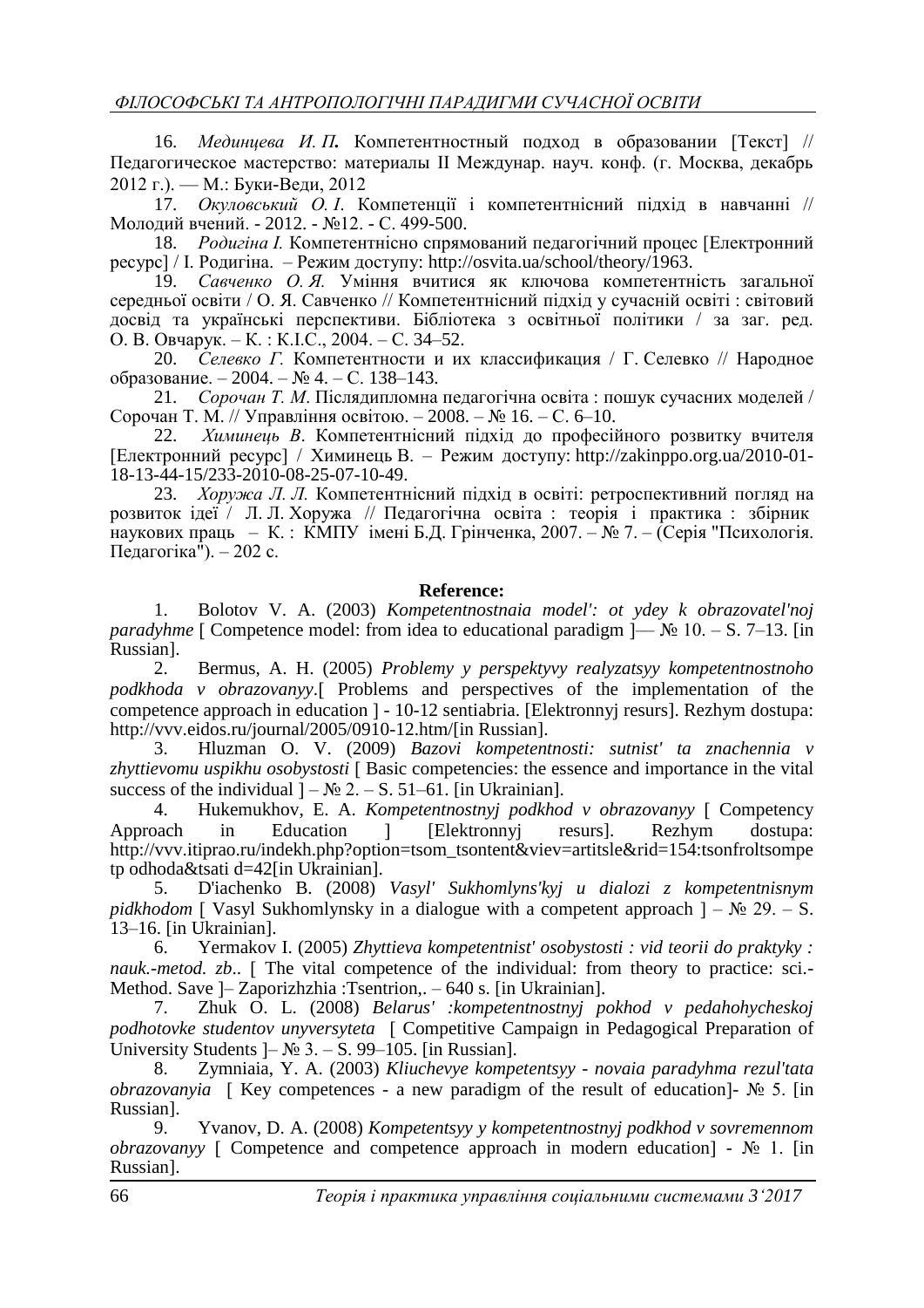16. *Мединцева И. П.* Компетентностный подход в образовании [Текст] // Педагогическое мастерство: материалы II Междунар. науч. конф. (г. Москва, декабрь 2012 г.). –– М.: Буки-Веди, 2012

17. *Окуловський О. І.* Компетенції і компетентнісний підхід в навчанні // Молодий вчений. - 2012. - №12. - С. 499-500.

18. *Родигіна І.* Компетентнісно спрямований педагогічний процес [Електронний ресурс] / І. Родигіна. – Режим доступу: http://osvita.ua/school/theory/1963.

19. *Савченко О. Я.* Уміння вчитися як ключова компетентність загальної середньої освіти / О. Я. Савченко // Компетентнісний підхід у сучасній освіті : світовий досвід та українські перспективи. Бібліотека з освітньої політики / за заг. ред. О. В. Овчарук. – К. : К.І.С., 2004. – С. 34–52.

20. *Селевко Г.* Компетентности и их классификация / Г. Селевко // Народное образование. – 2004. – № 4. – С. 138–143.

21. *Сорочан Т. М*. Післядипломна педагогічна освіта : пошук сучасних моделей / Сорочан Т. М. // Управління освітою. – 2008. – № 16. – С. 6–10.

22. *Химинець В*. Компетентнісний підхід до професійного розвитку вчителя [Електронний ресурс] / Химинець В. – Режим доступу: http://zakinppo.org.ua/2010-01-18-13-44-15/233-2010-08-25-07-10-49.

23. *Хоружа Л. Л.* Компетентнісний підхід в освіті: ретроспективний погляд на розвиток ідеї / Л. Л. Хоружа // Педагогічна освіта : теорія і практика : збірник наукових праць – К. : КМПУ імені Б.Д. Грінченка, 2007. – № 7. – (Серія "Психологія. Педагогіка"). – 202 с.

**Reference:**

1. Bolotov V. A. (2003) *Kompetentnostnaia model': ot ydey k obrazovatel'noj paradyhme* [ Competence model: from idea to educational paradigm ]— № 10. – S. 7–13. [in Russian].

2. Bermus, A. H. (2005) *Problemy y perspektyvy realyzatsyy kompetentnostnoho podkhoda v obrazovanyy*.[ Problems and perspectives of the implementation of the competence approach in education ] - 10-12 sentiabria. [Elektronnyj resurs]. Rezhym dostupa: http://vvv.eidos.ru/journal/2005/0910-12.htm/[in Russian].

3. Hluzman O. V. (2009) *Bazovi kompetentnosti: sutnist' ta znachennia v zhyttievomu uspikhu osobystosti* [ Basic competencies: the essence and importance in the vital success of the individual ] – № 2. – S. 51–61. [in Ukrainian].

4. Hukemukhov, E. A. *Kompetentnostnyj podkhod v obrazovanyy* [ Competency Approach in Education ] [Elektronnyj resurs]. Rezhym dostupa: http://vvv.itiprao.ru/indekh.php?option=tsom_tsontent&viev=artitsle&rid=154:tsonfroltsompe tp odhoda&tsati d=42[in Ukrainian].

5. D'iachenko B. (2008) *Vasyl' Sukhomlyns'kyj u dialozi z kompetentnisnym pidkhodom* [ Vasyl Sukhomlynsky in a dialogue with a competent approach ] – № 29. – S. 13–16. [in Ukrainian].

6. Yermakov I. (2005) *Zhyttieva kompetentnist' osobystosti : vid teorii do praktyky : nauk.-metod. zb*.. [ The vital competence of the individual: from theory to practice: sci.-Method. Save ]– Zaporizhzhia :Tsentrion,. – 640 s. [in Ukrainian].

7. Zhuk O. L. (2008) *Belarus' :kompetentnostnyj pokhod v pedahohycheskoj podhotovke studentov unyversyteta* [ Competitive Campaign in Pedagogical Preparation of University Students ]– № 3. – S. 99–105. [in Russian].

8. Zymniaia, Y. A. (2003) *Kliuchevye kompetentsyy - novaia paradyhma rezul'tata obrazovanyia* [ Key competences - a new paradigm of the result of education]- № 5. [in Russian].

9. Yvanov, D. A. (2008) *Kompetentsyy y kompetentnostnyj podkhod v sovremennom obrazovanyy* [ Competence and competence approach in modern education] - № 1. [in Russian].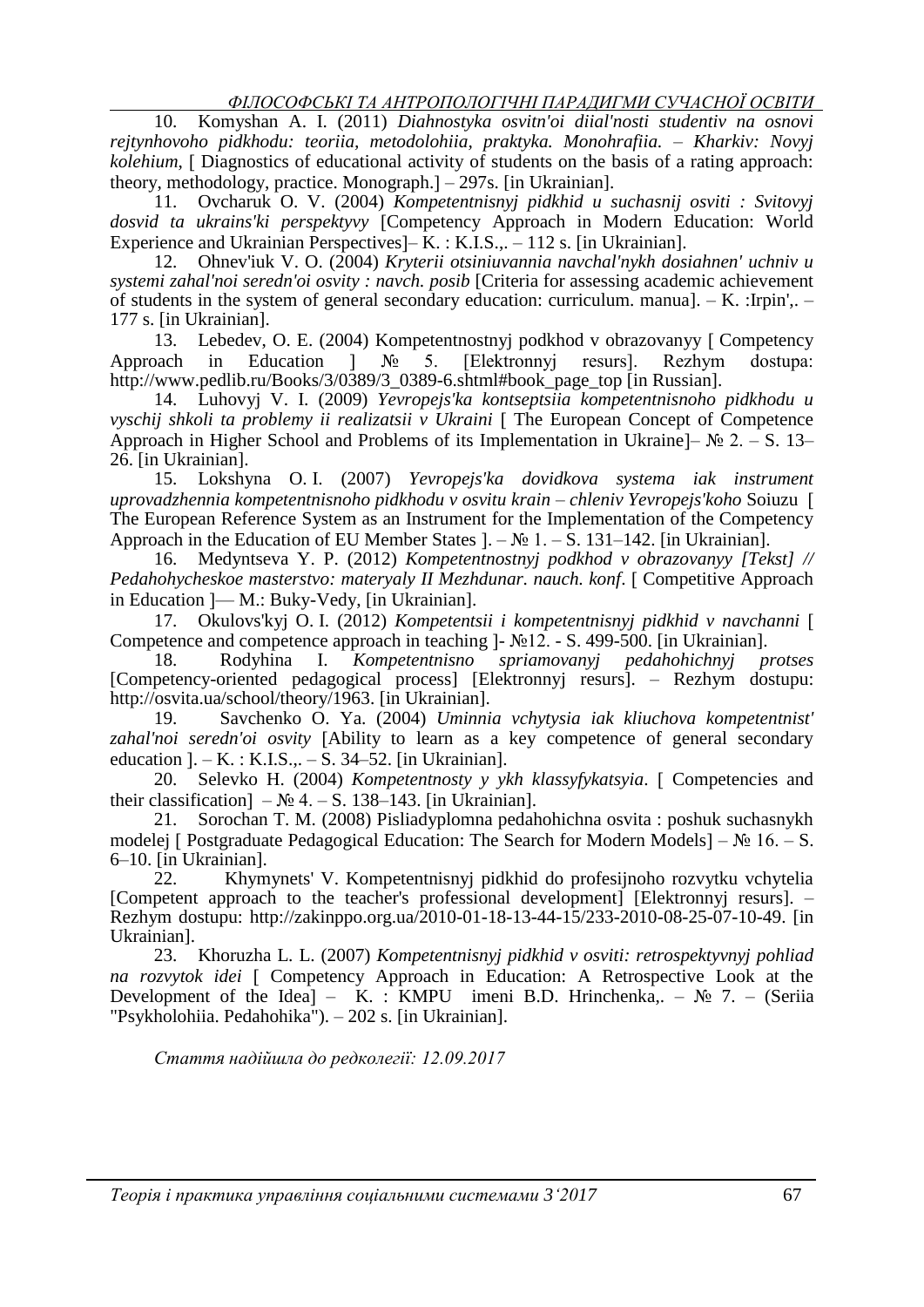10. Komyshan A. I. (2011) *Diahnostyka osvitn'oi diial'nosti studentiv na osnovi rejtynhovoho pidkhodu: teoriia, metodolohiia, praktyka. Monohrafiia. – Kharkiv: Novyj kolehium*, [ Diagnostics of educational activity of students on the basis of a rating approach: theory, methodology, practice. Monograph.] – 297s. [in Ukrainian].

11. Ovcharuk O. V. (2004) *Kompetentnisnyj pidkhid u suchasnij osviti : Svitovyj dosvid ta ukrains'ki perspektyvy* [Competency Approach in Modern Education: World Experience and Ukrainian Perspectives]– K. : K.I.S.,. – 112 s. [in Ukrainian].

12. Ohnev'iuk V. O. (2004) *Kryterii otsiniuvannia navchal'nykh dosiahnen' uchniv u systemi zahal'noi seredn'oi osvity : navch. posib* [Criteria for assessing academic achievement of students in the system of general secondary education: curriculum. manua]. – K. :Irpin',. – 177 s. [in Ukrainian].

13. Lebedev, O. E. (2004) Kompetentnostnyj podkhod v obrazovanyy [ Competency Approach in Education ] № 5. [Elektronnyj resurs]. Rezhym dostupa: http://www.pedlib.ru/Books/3/0389/3_0389-6.shtml#book_page_top [in Russian].

14. Luhovyj V. I. (2009) *Yevropejs'ka kontseptsiia kompetentnisnoho pidkhodu u vyschij shkoli ta problemy ii realizatsii v Ukraini* [ The European Concept of Competence Approach in Higher School and Problems of its Implementation in Ukraine]– № 2. – S. 13–26. [in Ukrainian].

15. Lokshyna O. I. (2007) *Yevropejs'ka dovidkova systema iak instrument uprovadzhennia kompetentnisnoho pidkhodu v osvitu krain – chleniv Yevropejs'koho* Soiuzu [ The European Reference System as an Instrument for the Implementation of the Competency Approach in the Education of EU Member States ]. – № 1. – S. 131–142. [in Ukrainian].

16. Medyntseva Y. P. (2012) *Kompetentnostnyj podkhod v obrazovanyy [Tekst] // Pedahohycheskoe masterstvo: materyaly II Mezhdunar. nauch. konf*. [ Competitive Approach in Education ]— M.: Buky-Vedy, [in Ukrainian].

17. Okulovs'kyj O. I. (2012) *Kompetentsii i kompetentnisnyj pidkhid v navchanni* [ Competence and competence approach in teaching ]- №12. - S. 499-500. [in Ukrainian].

18. Rodyhina I. *Kompetentnisno spriamovanyj pedahohichnyj protses* [Competency-oriented pedagogical process] [Elektronnyj resurs]. – Rezhym dostupu: http://osvita.ua/school/theory/1963. [in Ukrainian].

19. Savchenko O. Ya. (2004) *Uminnia vchytysia iak kliuchova kompetentnist' zahal'noi seredn'oi osvity* [Ability to learn as a key competence of general secondary education ]. – K. : K.I.S.,. – S. 34–52. [in Ukrainian].

20. Selevko H. (2004) *Kompetentnosty y ykh klassyfykatsyia*. [ Competencies and their classification] – № 4. – S. 138–143. [in Ukrainian].

21. Sorochan T. M. (2008) Pisliadyplomna pedahohichna osvita : poshuk suchasnykh modelej [ Postgraduate Pedagogical Education: The Search for Modern Models] – № 16. – S. 6–10. [in Ukrainian].

22. Khymynets' V. Kompetentnisnyj pidkhid do profesijnoho rozvytku vchytelia [Competent approach to the teacher's professional development] [Elektronnyj resurs]. – Rezhym dostupu: http://zakinppo.org.ua/2010-01-18-13-44-15/233-2010-08-25-07-10-49. [in Ukrainian].

23. Khoruzha L. L. (2007) *Kompetentnisnyj pidkhid v osvitі: retrospektyvnyj pohliad na rozvytok idei* [ Competency Approach in Education: A Retrospective Look at the Development of the Idea] – K. : KMPU imeni B.D. Hrinchenka,. – № 7. – (Seriia "Psykholohiia. Pedahohika"). – 202 s. [in Ukrainian].

*Стаття надійшла до редколегії: 12.09.2017*